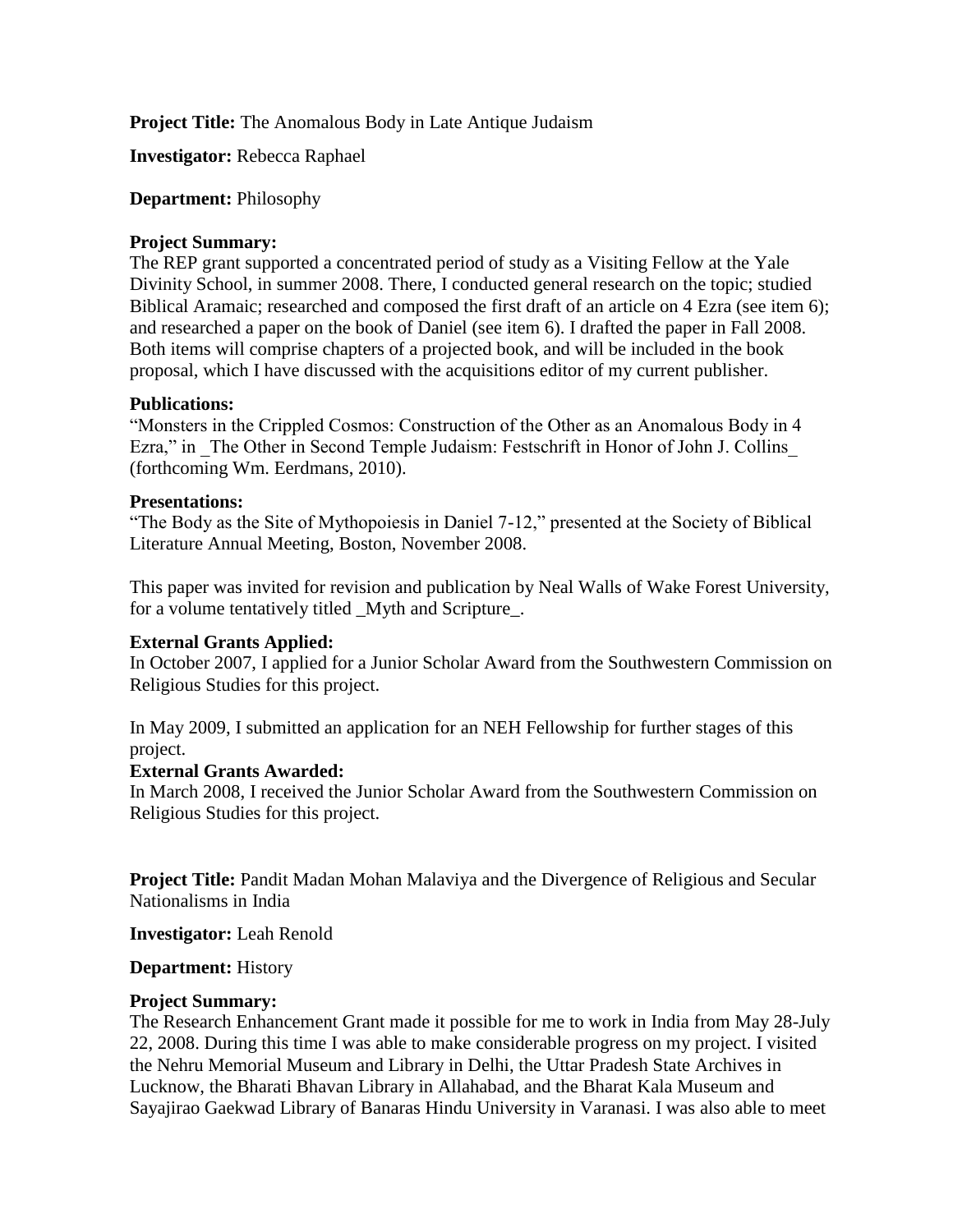**Project Title:** The Anomalous Body in Late Antique Judaism

**Investigator:** Rebecca Raphael

**Department:** Philosophy

**Project Summary:**
The REP grant supported a concentrated period of study as a Visiting Fellow at the Yale Divinity School, in summer 2008. There, I conducted general research on the topic; studied Biblical Aramaic; researched and composed the first draft of an article on 4 Ezra (see item 6); and researched a paper on the book of Daniel (see item 6). I drafted the paper in Fall 2008. Both items will comprise chapters of a projected book, and will be included in the book proposal, which I have discussed with the acquisitions editor of my current publisher.

**Publications:**
"Monsters in the Crippled Cosmos: Construction of the Other as an Anomalous Body in 4 Ezra," in _The Other in Second Temple Judaism: Festschrift in Honor of John J. Collins_ (forthcoming Wm. Eerdmans, 2010).

**Presentations:**
"The Body as the Site of Mythopoiesis in Daniel 7-12," presented at the Society of Biblical Literature Annual Meeting, Boston, November 2008.

This paper was invited for revision and publication by Neal Walls of Wake Forest University, for a volume tentatively titled _Myth and Scripture_.

**External Grants Applied:**
In October 2007, I applied for a Junior Scholar Award from the Southwestern Commission on Religious Studies for this project.

In May 2009, I submitted an application for an NEH Fellowship for further stages of this project.

**External Grants Awarded:**
In March 2008, I received the Junior Scholar Award from the Southwestern Commission on Religious Studies for this project.

**Project Title:** Pandit Madan Mohan Malaviya and the Divergence of Religious and Secular Nationalisms in India

**Investigator:** Leah Renold

**Department:** History

**Project Summary:**
The Research Enhancement Grant made it possible for me to work in India from May 28-July 22, 2008. During this time I was able to make considerable progress on my project. I visited the Nehru Memorial Museum and Library in Delhi, the Uttar Pradesh State Archives in Lucknow, the Bharati Bhavan Library in Allahabad, and the Bharat Kala Museum and Sayajirao Gaekwad Library of Banaras Hindu University in Varanasi. I was also able to meet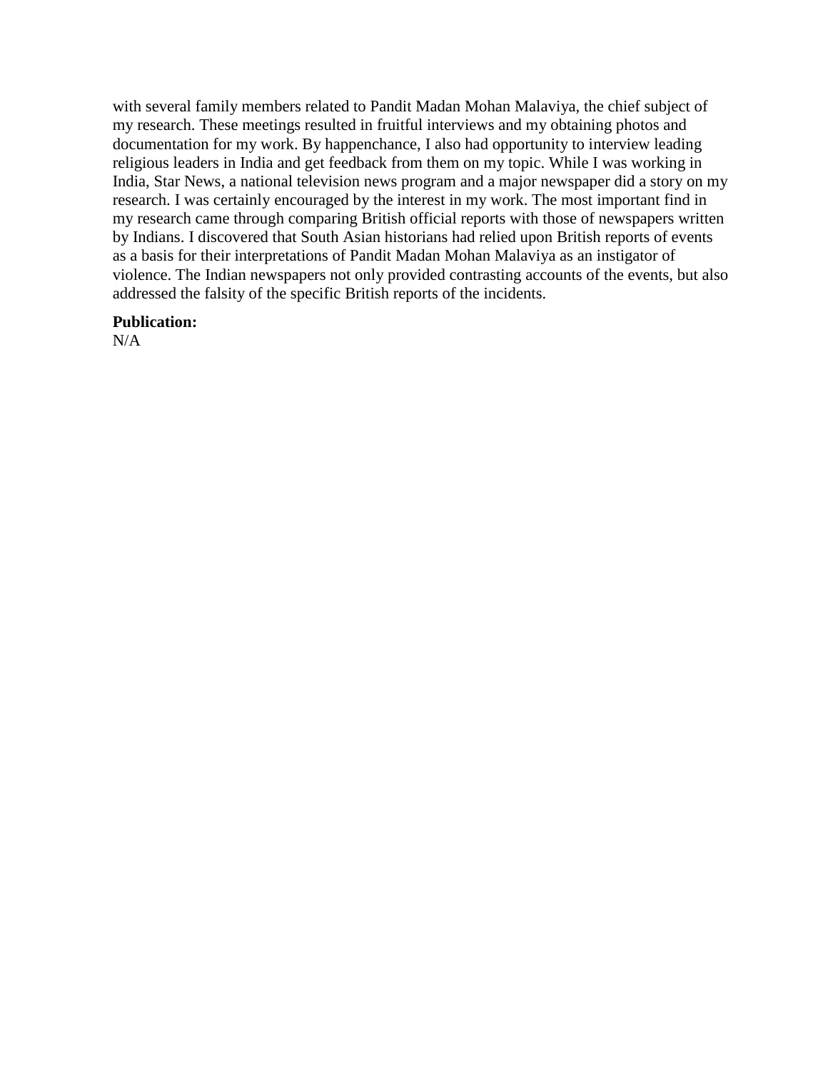with several family members related to Pandit Madan Mohan Malaviya, the chief subject of my research. These meetings resulted in fruitful interviews and my obtaining photos and documentation for my work. By happenchance, I also had opportunity to interview leading religious leaders in India and get feedback from them on my topic. While I was working in India, Star News, a national television news program and a major newspaper did a story on my research. I was certainly encouraged by the interest in my work. The most important find in my research came through comparing British official reports with those of newspapers written by Indians. I discovered that South Asian historians had relied upon British reports of events as a basis for their interpretations of Pandit Madan Mohan Malaviya as an instigator of violence. The Indian newspapers not only provided contrasting accounts of the events, but also addressed the falsity of the specific British reports of the incidents.

**Publication:**
N/A